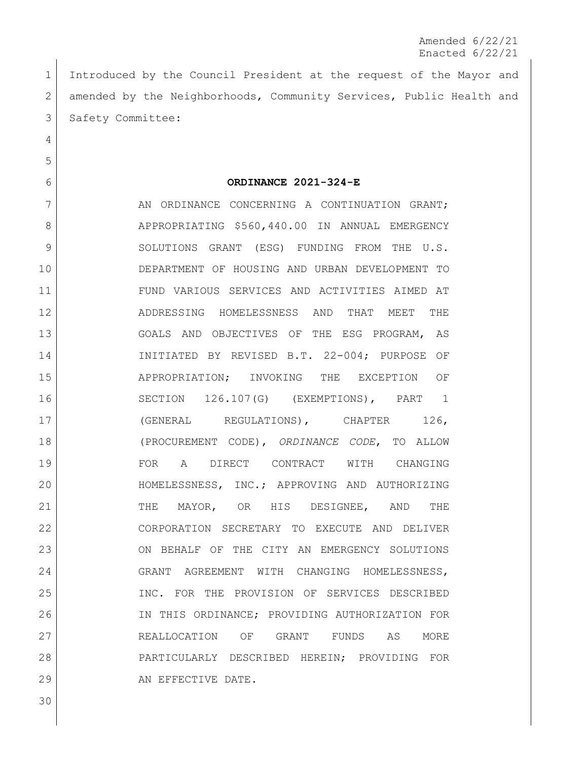Amended 6/22/21
Enacted 6/22/21

Introduced by the Council President at the request of the Mayor and amended by the Neighborhoods, Community Services, Public Health and Safety Committee:

**ORDINANCE 2021-324-E**

AN ORDINANCE CONCERNING A CONTINUATION GRANT; APPROPRIATING \$560,440.00 IN ANNUAL EMERGENCY SOLUTIONS GRANT (ESG) FUNDING FROM THE U.S. DEPARTMENT OF HOUSING AND URBAN DEVELOPMENT TO FUND VARIOUS SERVICES AND ACTIVITIES AIMED AT ADDRESSING HOMELESSNESS AND THAT MEET THE GOALS AND OBJECTIVES OF THE ESG PROGRAM, AS INITIATED BY REVISED B.T. 22-004; PURPOSE OF APPROPRIATION; INVOKING THE EXCEPTION OF SECTION 126.107(G) (EXEMPTIONS), PART 1 (GENERAL REGULATIONS), CHAPTER 126, (PROCUREMENT CODE), *ORDINANCE CODE*, TO ALLOW FOR A DIRECT CONTRACT WITH CHANGING HOMELESSNESS, INC.; APPROVING AND AUTHORIZING THE MAYOR, OR HIS DESIGNEE, AND THE CORPORATION SECRETARY TO EXECUTE AND DELIVER ON BEHALF OF THE CITY AN EMERGENCY SOLUTIONS GRANT AGREEMENT WITH CHANGING HOMELESSNESS, INC. FOR THE PROVISION OF SERVICES DESCRIBED IN THIS ORDINANCE; PROVIDING AUTHORIZATION FOR REALLOCATION OF GRANT FUNDS AS MORE PARTICULARLY DESCRIBED HEREIN; PROVIDING FOR AN EFFECTIVE DATE.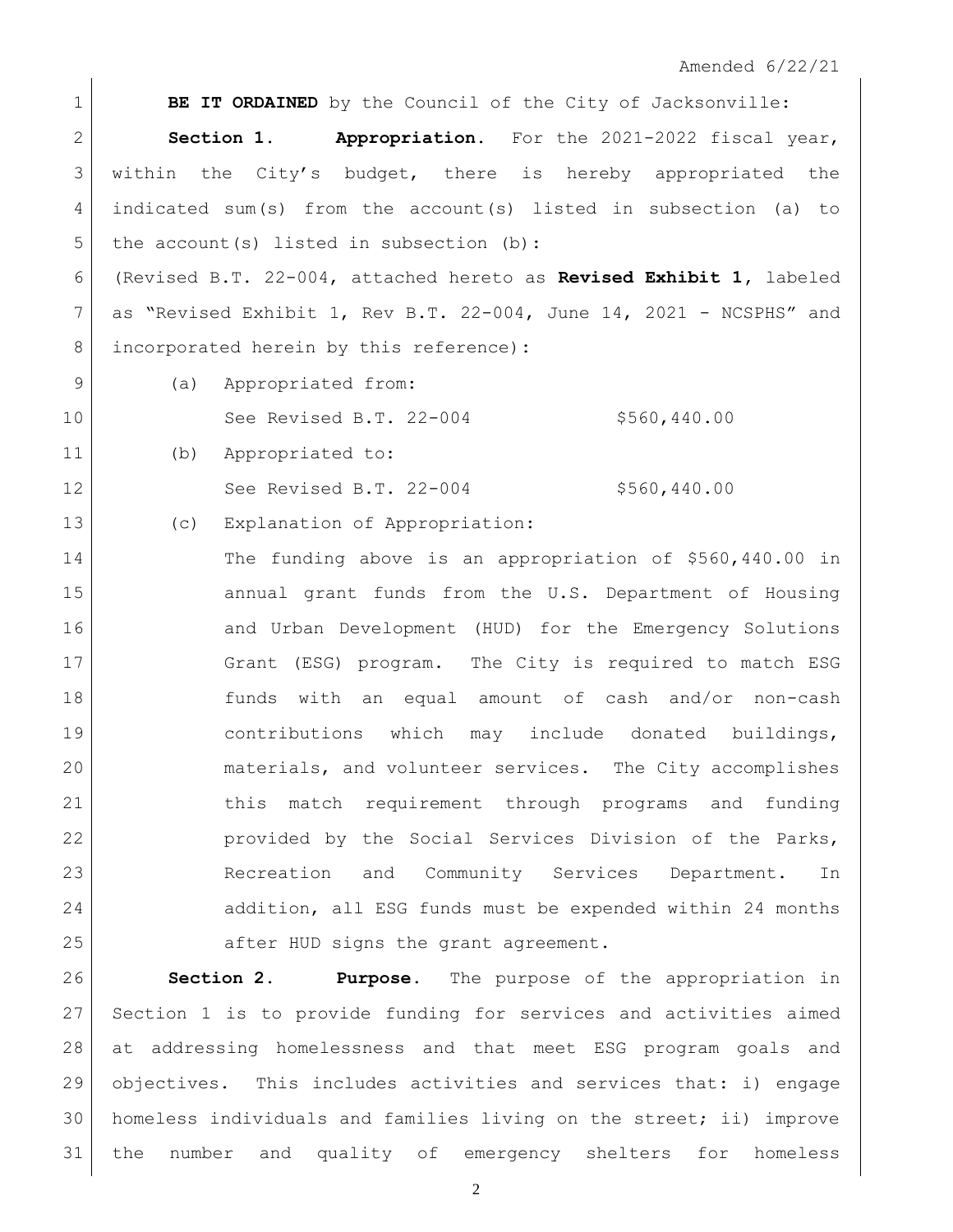Amended 6/22/21

**BE IT ORDAINED** by the Council of the City of Jacksonville:

**Section 1. Appropriation.** For the 2021-2022 fiscal year, within the City's budget, there is hereby appropriated the indicated sum(s) from the account(s) listed in subsection (a) to the account(s) listed in subsection (b):

(Revised B.T. 22-004, attached hereto as **Revised Exhibit 1**, labeled as "Revised Exhibit 1, Rev B.T. 22-004, June 14, 2021 - NCSPHS" and incorporated herein by this reference):

(a) Appropriated from:

See Revised B.T. 22-004 $560,440.00

(b) Appropriated to:

See Revised B.T. 22-004 $560,440.00

(c) Explanation of Appropriation:

The funding above is an appropriation of $560,440.00 in annual grant funds from the U.S. Department of Housing and Urban Development (HUD) for the Emergency Solutions Grant (ESG) program. The City is required to match ESG funds with an equal amount of cash and/or non-cash contributions which may include donated buildings, materials, and volunteer services. The City accomplishes this match requirement through programs and funding provided by the Social Services Division of the Parks, Recreation and Community Services Department. In addition, all ESG funds must be expended within 24 months after HUD signs the grant agreement.

**Section 2. Purpose.** The purpose of the appropriation in Section 1 is to provide funding for services and activities aimed at addressing homelessness and that meet ESG program goals and objectives. This includes activities and services that: i) engage homeless individuals and families living on the street; ii) improve the number and quality of emergency shelters for homeless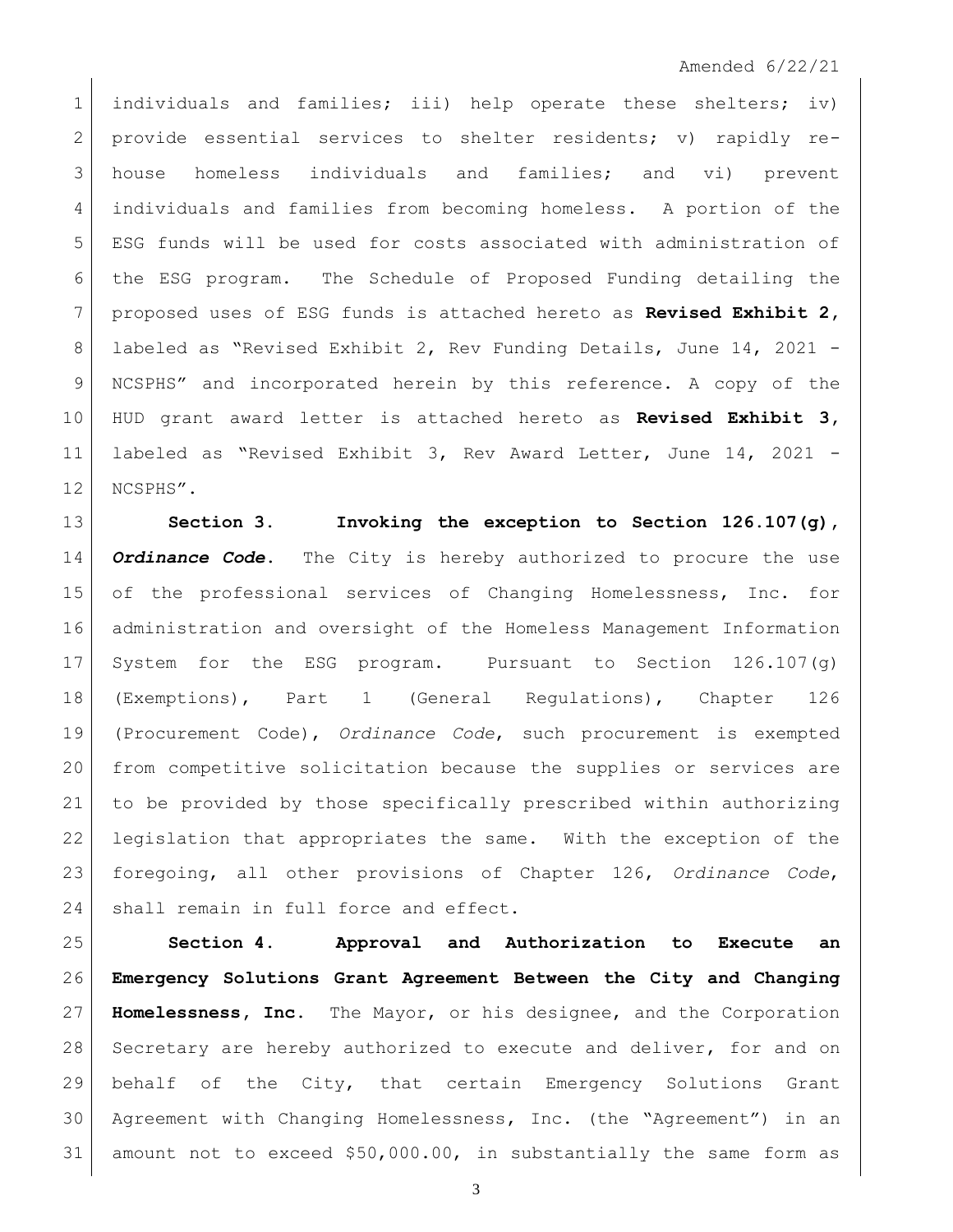individuals and families; iii) help operate these shelters; iv) provide essential services to shelter residents; v) rapidly re-house homeless individuals and families; and vi) prevent individuals and families from becoming homeless. A portion of the ESG funds will be used for costs associated with administration of the ESG program. The Schedule of Proposed Funding detailing the proposed uses of ESG funds is attached hereto as **Revised Exhibit 2**, labeled as "Revised Exhibit 2, Rev Funding Details, June 14, 2021 - NCSPHS" and incorporated herein by this reference. A copy of the HUD grant award letter is attached hereto as **Revised Exhibit 3**, labeled as "Revised Exhibit 3, Rev Award Letter, June 14, 2021 - NCSPHS".

**Section 3. Invoking the exception to Section 126.107(g), *Ordinance Code*.** The City is hereby authorized to procure the use of the professional services of Changing Homelessness, Inc. for administration and oversight of the Homeless Management Information System for the ESG program. Pursuant to Section 126.107(g) (Exemptions), Part 1 (General Regulations), Chapter 126 (Procurement Code), *Ordinance Code*, such procurement is exempted from competitive solicitation because the supplies or services are to be provided by those specifically prescribed within authorizing legislation that appropriates the same. With the exception of the foregoing, all other provisions of Chapter 126, *Ordinance Code*, shall remain in full force and effect.

**Section 4. Approval and Authorization to Execute an Emergency Solutions Grant Agreement Between the City and Changing Homelessness, Inc.** The Mayor, or his designee, and the Corporation Secretary are hereby authorized to execute and deliver, for and on behalf of the City, that certain Emergency Solutions Grant Agreement with Changing Homelessness, Inc. (the "Agreement") in an amount not to exceed $50,000.00, in substantially the same form as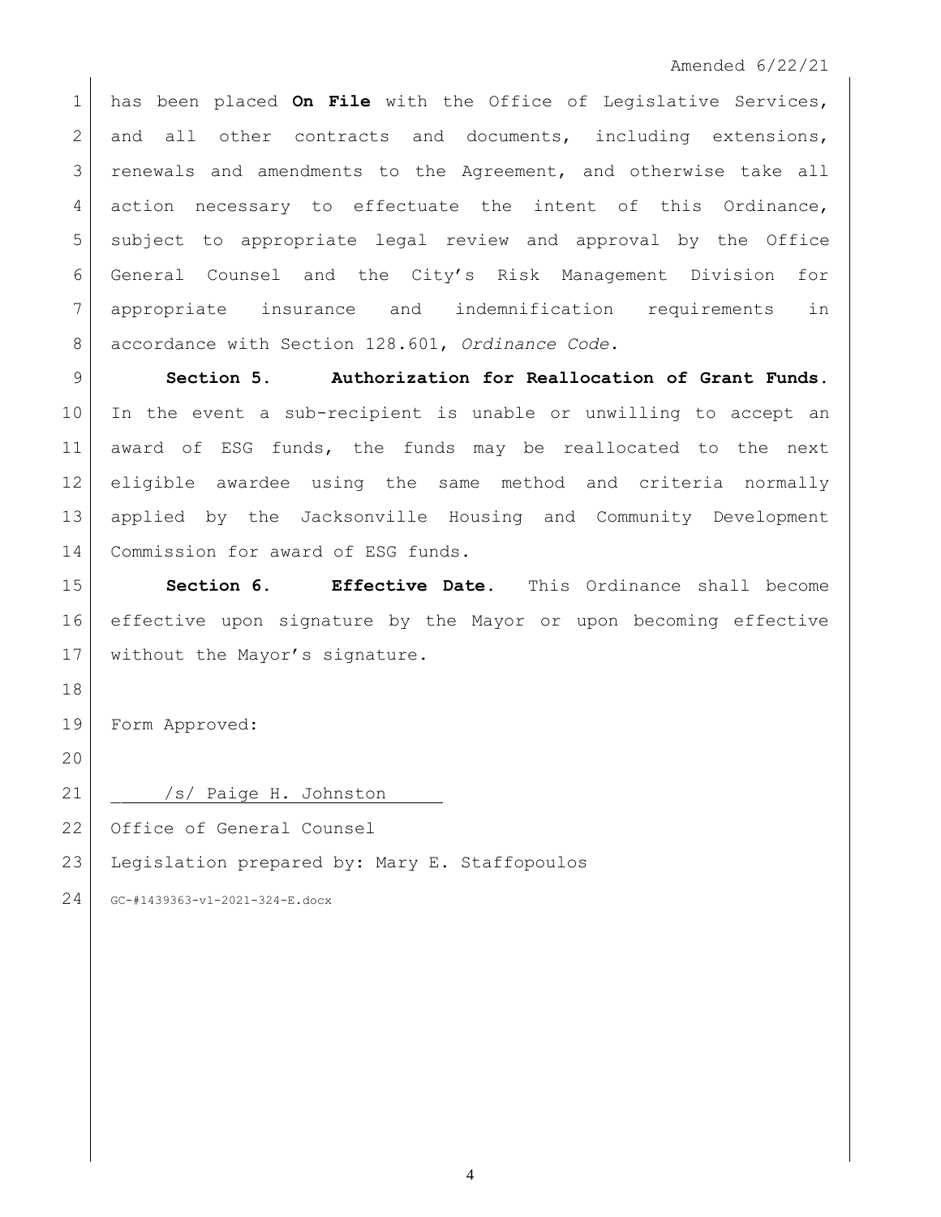has been placed **On File** with the Office of Legislative Services, and all other contracts and documents, including extensions, renewals and amendments to the Agreement, and otherwise take all action necessary to effectuate the intent of this Ordinance, subject to appropriate legal review and approval by the Office General Counsel and the City's Risk Management Division for appropriate insurance and indemnification requirements in accordance with Section 128.601, *Ordinance Code*.

**Section 5. Authorization for Reallocation of Grant Funds.** In the event a sub-recipient is unable or unwilling to accept an award of ESG funds, the funds may be reallocated to the next eligible awardee using the same method and criteria normally applied by the Jacksonville Housing and Community Development Commission for award of ESG funds.

**Section 6. Effective Date.** This Ordinance shall become effective upon signature by the Mayor or upon becoming effective without the Mayor's signature.

Form Approved:

/s/ Paige H. Johnston

Office of General Counsel

Legislation prepared by: Mary E. Staffopoulos

GC-#1439363-v1-2021-324-E.docx